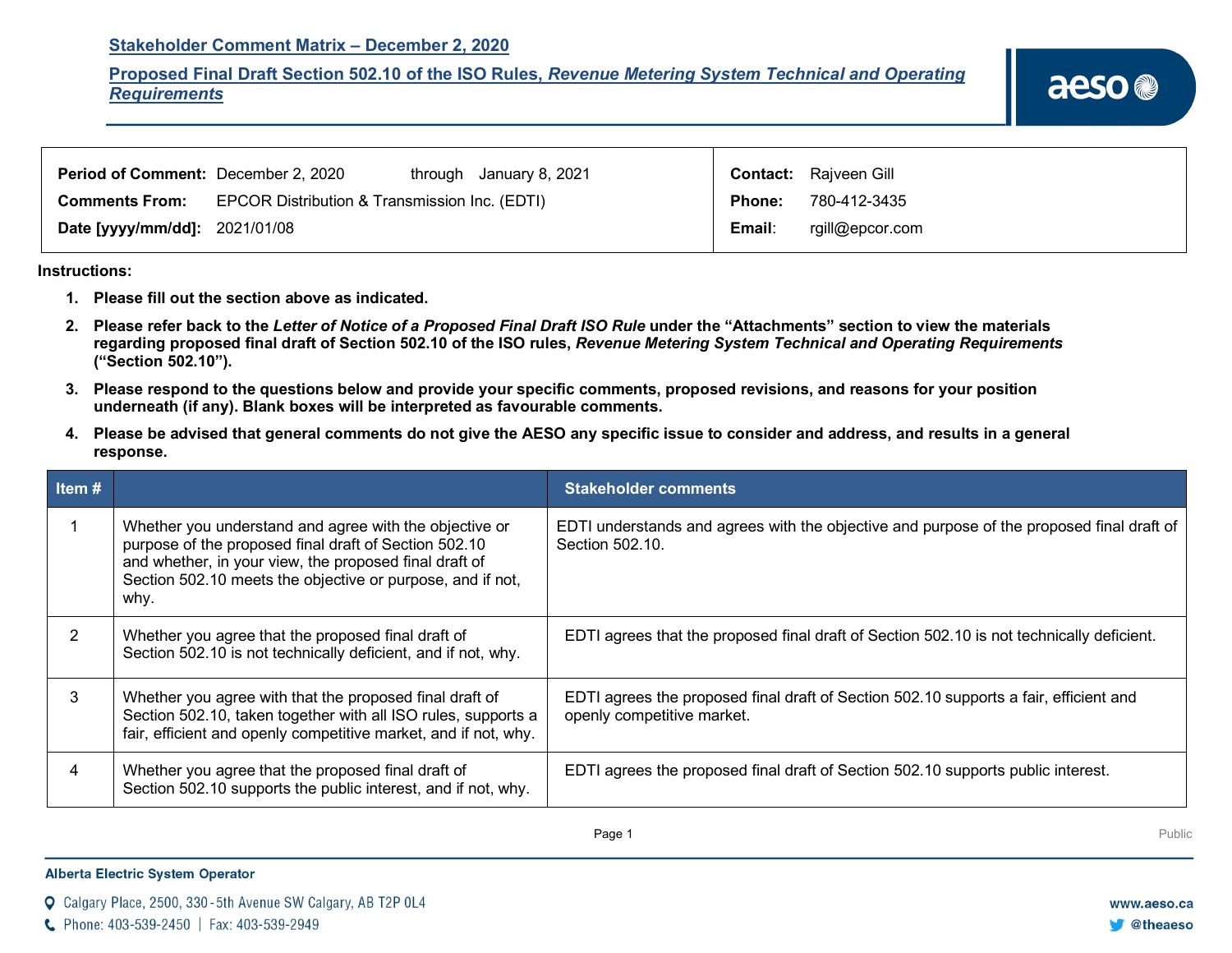## Stakeholder Comment Matrix – December 2, 2020

## Proposed Final Draft Section 502.10 of the ISO Rules, *Revenue Metering System Technical and Operating Requirements*

| | | | |
|---|---|---|---|
| **Period of Comment:** | December 2, 2020 through January 8, 2021 | **Contact:** | Rajveen Gill |
| **Comments From:** | EPCOR Distribution & Transmission Inc. (EDTI) | **Phone:** | 780-412-3435 |
| **Date [yyyy/mm/dd]:** | 2021/01/08 | **Email:** | rgill@epcor.com |

**Instructions:**

1. **Please fill out the section above as indicated.**
2. **Please refer back to the *Letter of Notice of a Proposed Final Draft ISO Rule* under the "Attachments" section to view the materials regarding proposed final draft of Section 502.10 of the ISO rules, *Revenue Metering System Technical and Operating Requirements* ("Section 502.10").**
3. **Please respond to the questions below and provide your specific comments, proposed revisions, and reasons for your position underneath (if any). Blank boxes will be interpreted as favourable comments.**
4. **Please be advised that general comments do not give the AESO any specific issue to consider and address, and results in a general response.**

| Item # | | Stakeholder comments |
|---|---|---|
| 1 | Whether you understand and agree with the objective or purpose of the proposed final draft of Section 502.10 and whether, in your view, the proposed final draft of Section 502.10 meets the objective or purpose, and if not, why. | EDTI understands and agrees with the objective and purpose of the proposed final draft of Section 502.10. |
| 2 | Whether you agree that the proposed final draft of Section 502.10 is not technically deficient, and if not, why. | EDTI agrees that the proposed final draft of Section 502.10 is not technically deficient. |
| 3 | Whether you agree with that the proposed final draft of Section 502.10, taken together with all ISO rules, supports a fair, efficient and openly competitive market, and if not, why. | EDTI agrees the proposed final draft of Section 502.10 supports a fair, efficient and openly competitive market. |
| 4 | Whether you agree that the proposed final draft of Section 502.10 supports the public interest, and if not, why. | EDTI agrees the proposed final draft of Section 502.10 supports public interest. |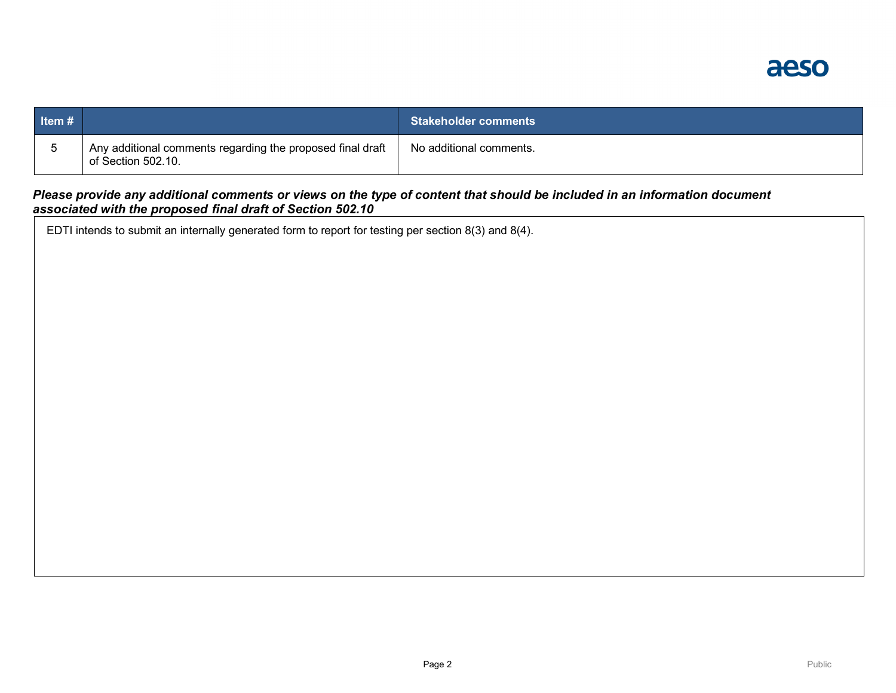| Item # | | Stakeholder comments |
|---|---|---|
| 5 | Any additional comments regarding the proposed final draft of Section 502.10. | No additional comments. |

***Please provide any additional comments or views on the type of content that should be included in an information document associated with the proposed final draft of Section 502.10***

EDTI intends to submit an internally generated form to report for testing per section 8(3) and 8(4).